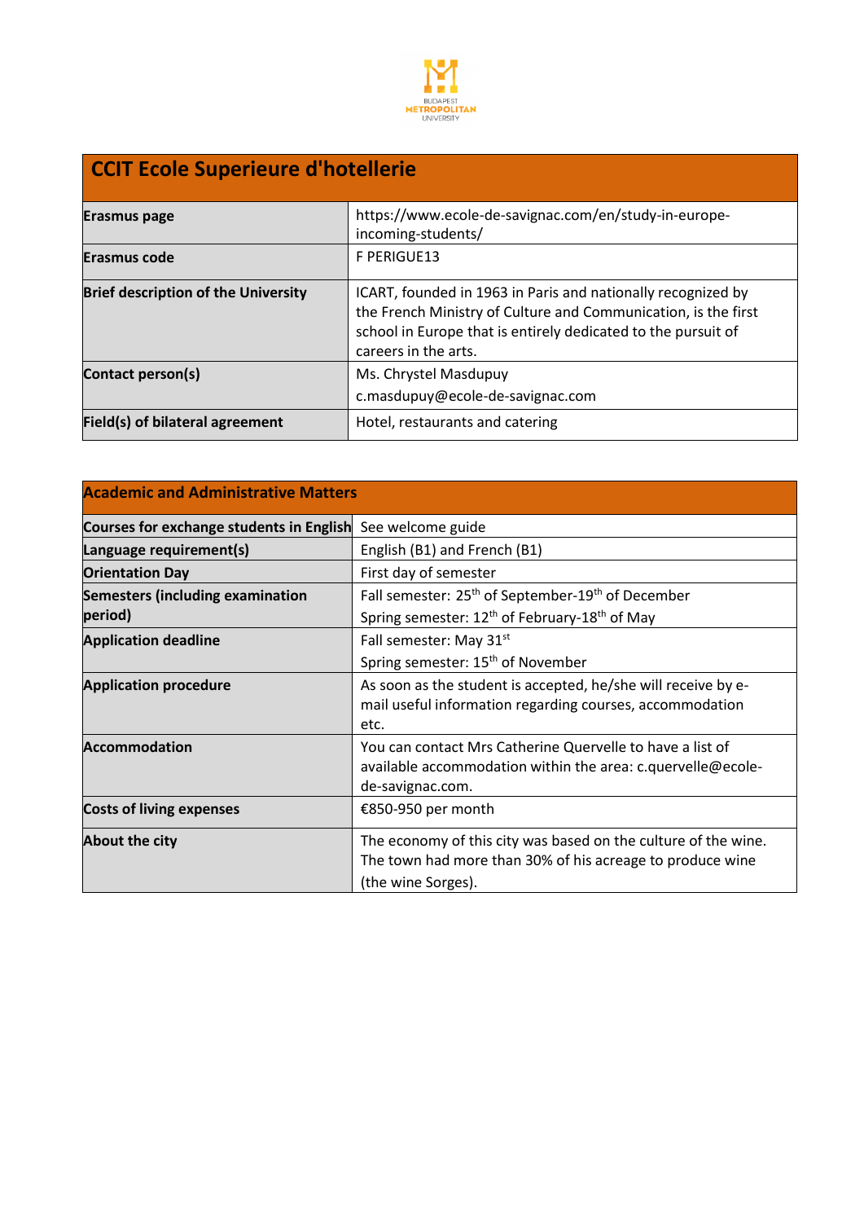BUDAPEST METROPOLITAN UNIVERSITY

| CCIT Ecole Superieure d'hotellerie | |
|---|---|
| **Erasmus page** | https://www.ecole-de-savignac.com/en/study-in-europe-incoming-students/ |
| **Erasmus code** | F PERIGUE13 |
| **Brief description of the University** | ICART, founded in 1963 in Paris and nationally recognized by the French Ministry of Culture and Communication, is the first school in Europe that is entirely dedicated to the pursuit of careers in the arts. |
| **Contact person(s)** | Ms. Chrystel Masdupuy<br>c.masdupuy@ecole-de-savignac.com |
| **Field(s) of bilateral agreement** | Hotel, restaurants and catering |

| Academic and Administrative Matters | |
|---|---|
| **Courses for exchange students in English** | See welcome guide |
| **Language requirement(s)** | English (B1) and French (B1) |
| **Orientation Day** | First day of semester |
| **Semesters (including examination period)** | Fall semester: 25th of September-19th of December<br>Spring semester: 12th of February-18th of May |
| **Application deadline** | Fall semester: May 31st<br>Spring semester: 15th of November |
| **Application procedure** | As soon as the student is accepted, he/she will receive by e-mail useful information regarding courses, accommodation etc. |
| **Accommodation** | You can contact Mrs Catherine Quervelle to have a list of available accommodation within the area: c.quervelle@ecole-de-savignac.com. |
| **Costs of living expenses** | €850-950 per month |
| **About the city** | The economy of this city was based on the culture of the wine. The town had more than 30% of his acreage to produce wine (the wine Sorges). |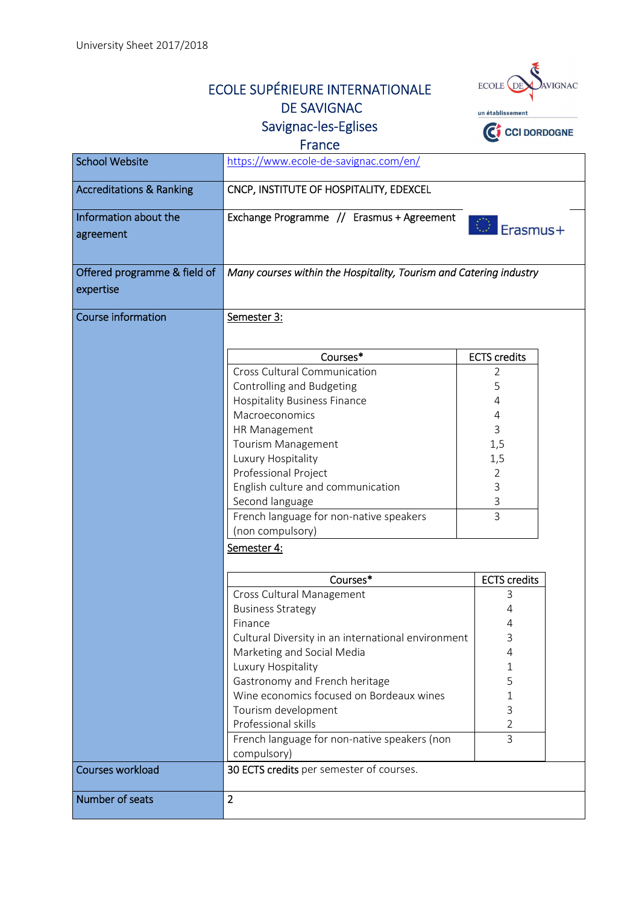University Sheet 2017/2018

# ECOLE SUPÉRIEURE INTERNATIONALE DE SAVIGNAC
## Savignac-les-Eglises
## France

| | |
|---|---|
| School Website | https://www.ecole-de-savignac.com/en/ |
| Accreditations & Ranking | CNCP, INSTITUTE OF HOSPITALITY, EDEXCEL |
| Information about the agreement | Exchange Programme // Erasmus + Agreement |
| Offered programme & field of expertise | *Many courses within the Hospitality, Tourism and Catering industry* |
| Course information | Semester 3: (see table below) Semester 4: (see table below) |
| Courses workload | 30 ECTS credits per semester of courses. |
| Number of seats | 2 |

**Semester 3:**

| Courses* | ECTS credits |
|---|---|
| Cross Cultural Communication | 2 |
| Controlling and Budgeting | 5 |
| Hospitality Business Finance | 4 |
| Macroeconomics | 4 |
| HR Management | 3 |
| Tourism Management | 1,5 |
| Luxury Hospitality | 1,5 |
| Professional Project | 2 |
| English culture and communication | 3 |
| Second language | 3 |
| French language for non-native speakers (non compulsory) | 3 |

**Semester 4:**

| Courses* | ECTS credits |
|---|---|
| Cross Cultural Management | 3 |
| Business Strategy | 4 |
| Finance | 4 |
| Cultural Diversity in an international environment | 3 |
| Marketing and Social Media | 4 |
| Luxury Hospitality | 1 |
| Gastronomy and French heritage | 5 |
| Wine economics focused on Bordeaux wines | 1 |
| Tourism development | 3 |
| Professional skills | 2 |
| French language for non-native speakers (non compulsory) | 3 |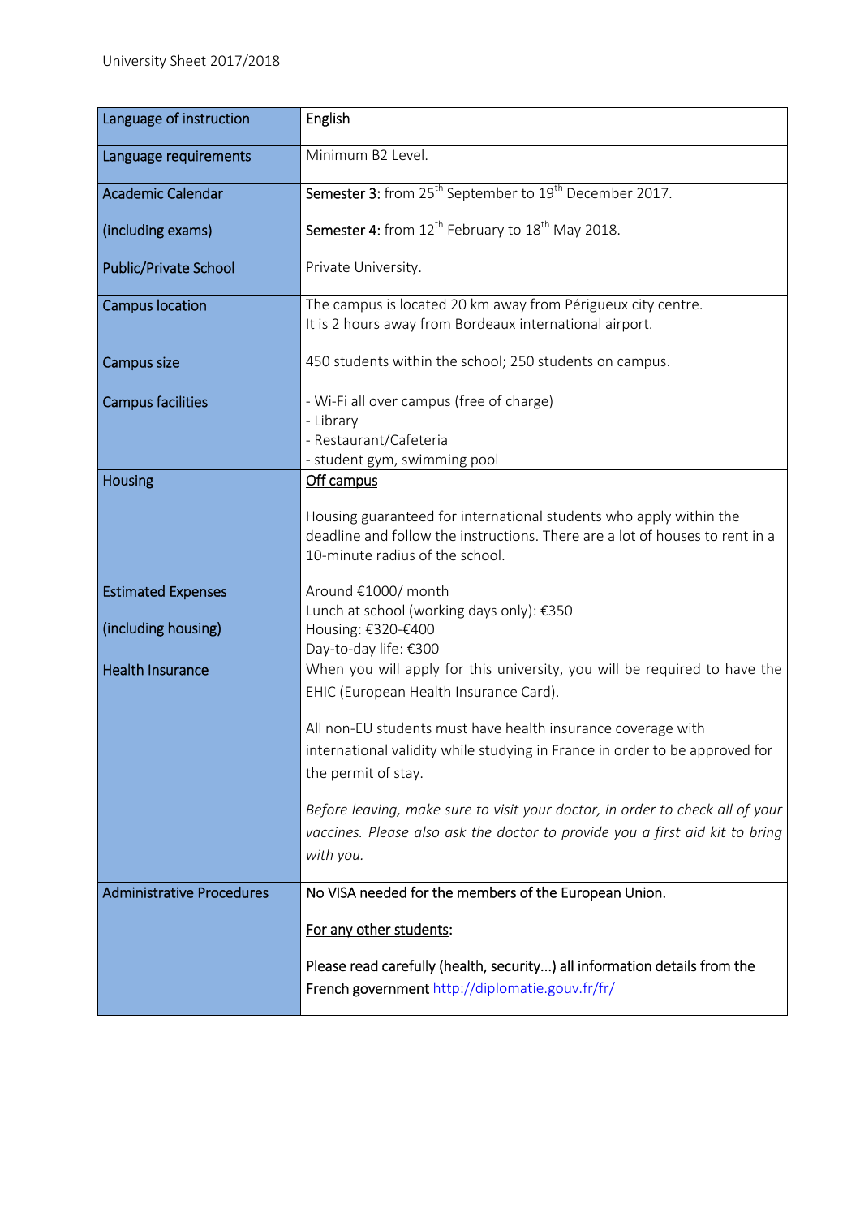University Sheet 2017/2018

| | |
|---|---|
| Language of instruction | English |
| Language requirements | Minimum B2 Level. |
| Academic Calendar<br><br>(including exams) | **Semester 3:** from 25th September to 19th December 2017.<br><br>**Semester 4:** from 12th February to 18th May 2018. |
| Public/Private School | Private University. |
| Campus location | The campus is located 20 km away from Périgueux city centre.<br>It is 2 hours away from Bordeaux international airport. |
| Campus size | 450 students within the school; 250 students on campus. |
| Campus facilities | - Wi-Fi all over campus (free of charge)<br>- Library<br>- Restaurant/Cafeteria<br>- student gym, swimming pool |
| Housing | <u>Off campus</u><br><br>Housing guaranteed for international students who apply within the deadline and follow the instructions. There are a lot of houses to rent in a 10-minute radius of the school. |
| Estimated Expenses<br><br>(including housing) | Around €1000/ month<br>Lunch at school (working days only): €350<br>Housing: €320-€400<br>Day-to-day life: €300 |
| Health Insurance | When you will apply for this university, you will be required to have the EHIC (European Health Insurance Card).<br><br>All non-EU students must have health insurance coverage with international validity while studying in France in order to be approved for the permit of stay.<br><br>*Before leaving, make sure to visit your doctor, in order to check all of your vaccines. Please also ask the doctor to provide you a first aid kit to bring with you.* |
| Administrative Procedures | No VISA needed for the members of the European Union.<br><br><u>For any other students</u>:<br><br>Please read carefully (health, security...) all information details from the French government http://diplomatie.gouv.fr/fr/ |